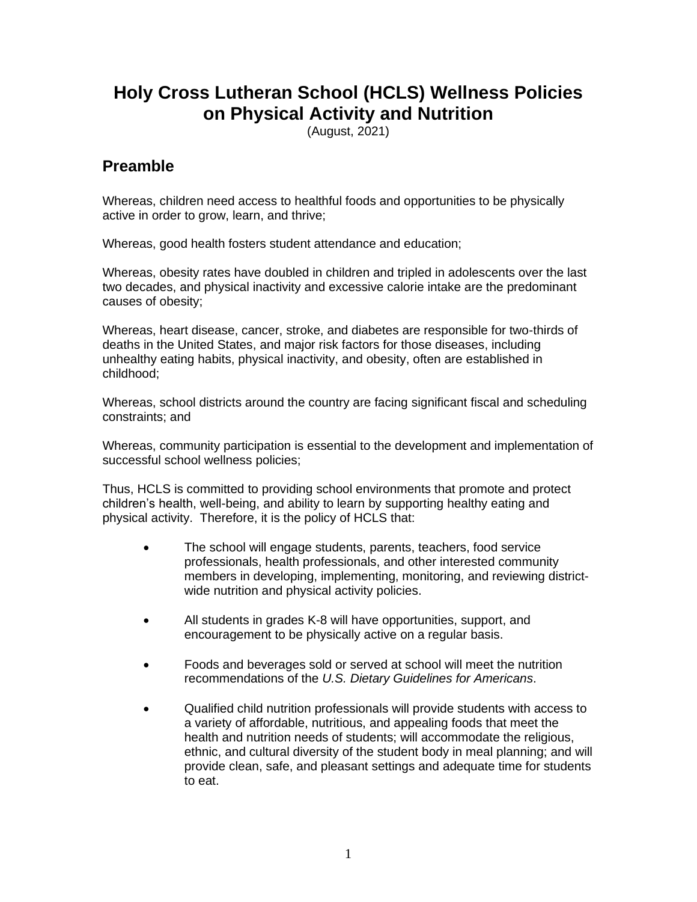# Holy Cross Lutheran School (HCLS) Wellness Policies on Physical Activity and Nutrition

(August, 2021)

## Preamble

Whereas, children need access to healthful foods and opportunities to be physically active in order to grow, learn, and thrive;

Whereas, good health fosters student attendance and education;

Whereas, obesity rates have doubled in children and tripled in adolescents over the last two decades, and physical inactivity and excessive calorie intake are the predominant causes of obesity;

Whereas, heart disease, cancer, stroke, and diabetes are responsible for two-thirds of deaths in the United States, and major risk factors for those diseases, including unhealthy eating habits, physical inactivity, and obesity, often are established in childhood;

Whereas, school districts around the country are facing significant fiscal and scheduling constraints; and

Whereas, community participation is essential to the development and implementation of successful school wellness policies;

Thus, HCLS is committed to providing school environments that promote and protect children's health, well-being, and ability to learn by supporting healthy eating and physical activity. Therefore, it is the policy of HCLS that:

- The school will engage students, parents, teachers, food service professionals, health professionals, and other interested community members in developing, implementing, monitoring, and reviewing district-wide nutrition and physical activity policies.
- All students in grades K-8 will have opportunities, support, and encouragement to be physically active on a regular basis.
- Foods and beverages sold or served at school will meet the nutrition recommendations of the *U.S. Dietary Guidelines for Americans*.
- Qualified child nutrition professionals will provide students with access to a variety of affordable, nutritious, and appealing foods that meet the health and nutrition needs of students; will accommodate the religious, ethnic, and cultural diversity of the student body in meal planning; and will provide clean, safe, and pleasant settings and adequate time for students to eat.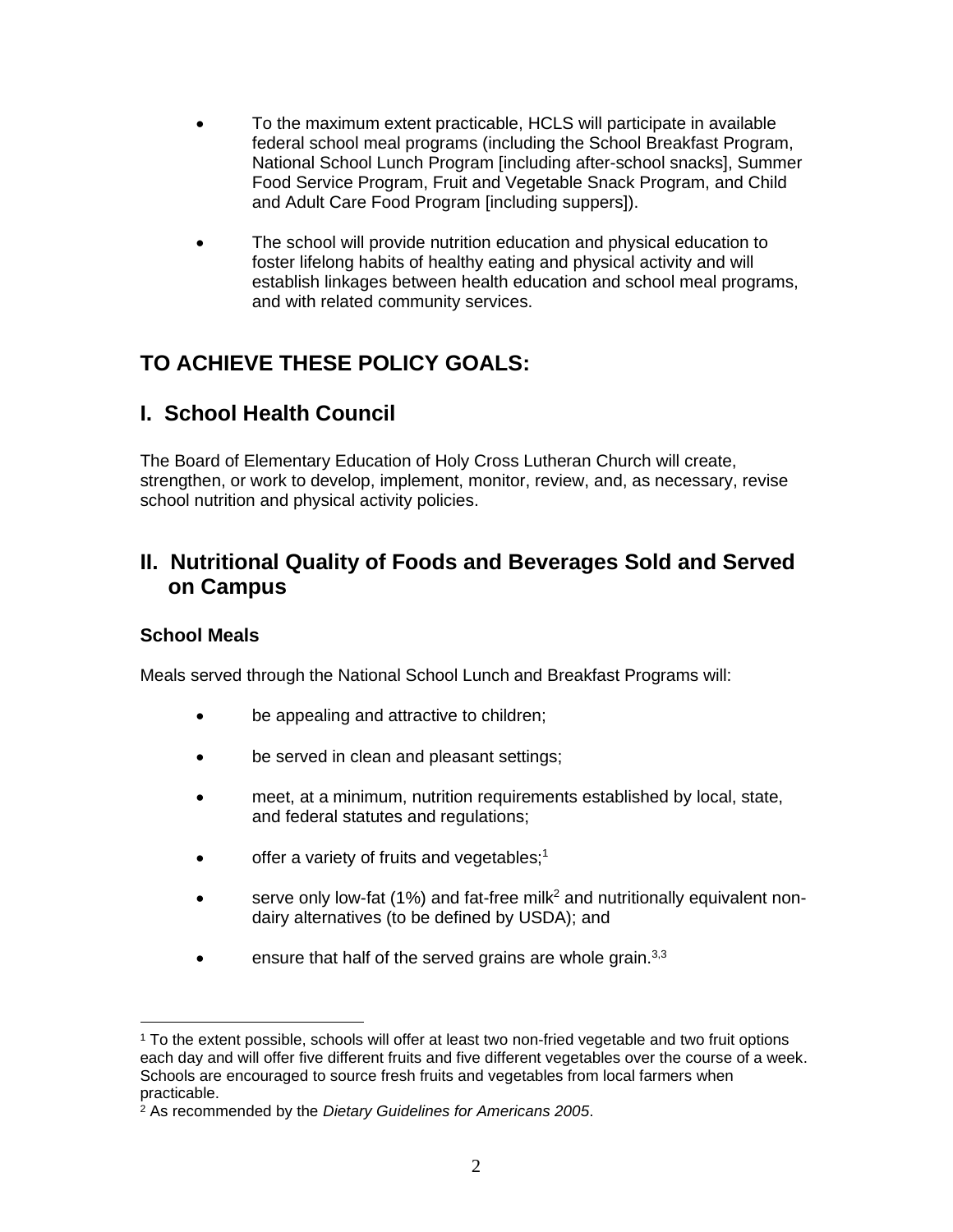- To the maximum extent practicable, HCLS will participate in available federal school meal programs (including the School Breakfast Program, National School Lunch Program [including after-school snacks], Summer Food Service Program, Fruit and Vegetable Snack Program, and Child and Adult Care Food Program [including suppers]).

- The school will provide nutrition education and physical education to foster lifelong habits of healthy eating and physical activity and will establish linkages between health education and school meal programs, and with related community services.

## TO ACHIEVE THESE POLICY GOALS:

## I. School Health Council

The Board of Elementary Education of Holy Cross Lutheran Church will create, strengthen, or work to develop, implement, monitor, review, and, as necessary, revise school nutrition and physical activity policies.

## II. Nutritional Quality of Foods and Beverages Sold and Served on Campus

### School Meals

Meals served through the National School Lunch and Breakfast Programs will:

- be appealing and attractive to children;

- be served in clean and pleasant settings;

- meet, at a minimum, nutrition requirements established by local, state, and federal statutes and regulations;

- offer a variety of fruits and vegetables;[1]

- serve only low-fat (1%) and fat-free milk[2] and nutritionally equivalent non-dairy alternatives (to be defined by USDA); and

- ensure that half of the served grains are whole grain.[3,3]

---

[1] To the extent possible, schools will offer at least two non-fried vegetable and two fruit options each day and will offer five different fruits and five different vegetables over the course of a week. Schools are encouraged to source fresh fruits and vegetables from local farmers when practicable.

[2] As recommended by the *Dietary Guidelines for Americans 2005*.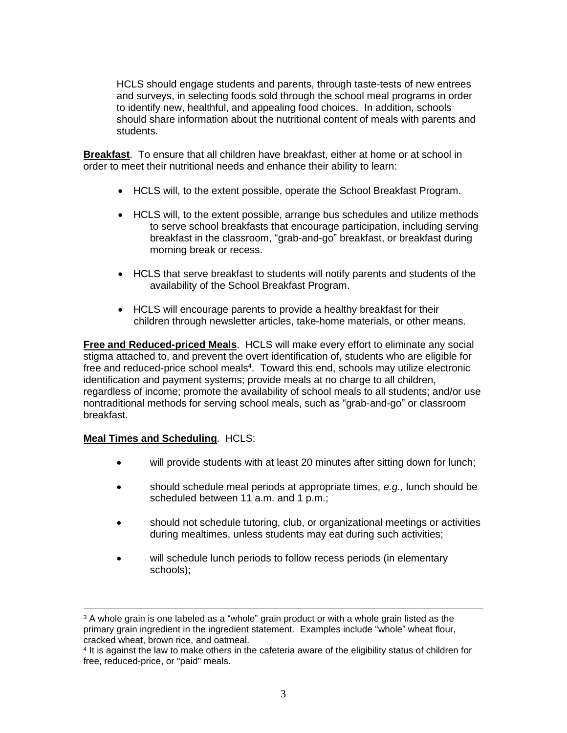HCLS should engage students and parents, through taste-tests of new entrees and surveys, in selecting foods sold through the school meal programs in order to identify new, healthful, and appealing food choices. In addition, schools should share information about the nutritional content of meals with parents and students.

**Breakfast**. To ensure that all children have breakfast, either at home or at school in order to meet their nutritional needs and enhance their ability to learn:

- HCLS will, to the extent possible, operate the School Breakfast Program.
- HCLS will, to the extent possible, arrange bus schedules and utilize methods to serve school breakfasts that encourage participation, including serving breakfast in the classroom, "grab-and-go" breakfast, or breakfast during morning break or recess.
- HCLS that serve breakfast to students will notify parents and students of the availability of the School Breakfast Program.
- HCLS will encourage parents to provide a healthy breakfast for their children through newsletter articles, take-home materials, or other means.

**Free and Reduced-priced Meals**. HCLS will make every effort to eliminate any social stigma attached to, and prevent the overt identification of, students who are eligible for free and reduced-price school meals[4]. Toward this end, schools may utilize electronic identification and payment systems; provide meals at no charge to all children, regardless of income; promote the availability of school meals to all students; and/or use nontraditional methods for serving school meals, such as "grab-and-go" or classroom breakfast.

**Meal Times and Scheduling**. HCLS:

- will provide students with at least 20 minutes after sitting down for lunch;
- should schedule meal periods at appropriate times, *e.g.,* lunch should be scheduled between 11 a.m. and 1 p.m.;
- should not schedule tutoring, club, or organizational meetings or activities during mealtimes, unless students may eat during such activities;
- will schedule lunch periods to follow recess periods (in elementary schools);

---

[3] A whole grain is one labeled as a "whole" grain product or with a whole grain listed as the primary grain ingredient in the ingredient statement. Examples include "whole" wheat flour, cracked wheat, brown rice, and oatmeal.

[4] It is against the law to make others in the cafeteria aware of the eligibility status of children for free, reduced-price, or "paid" meals.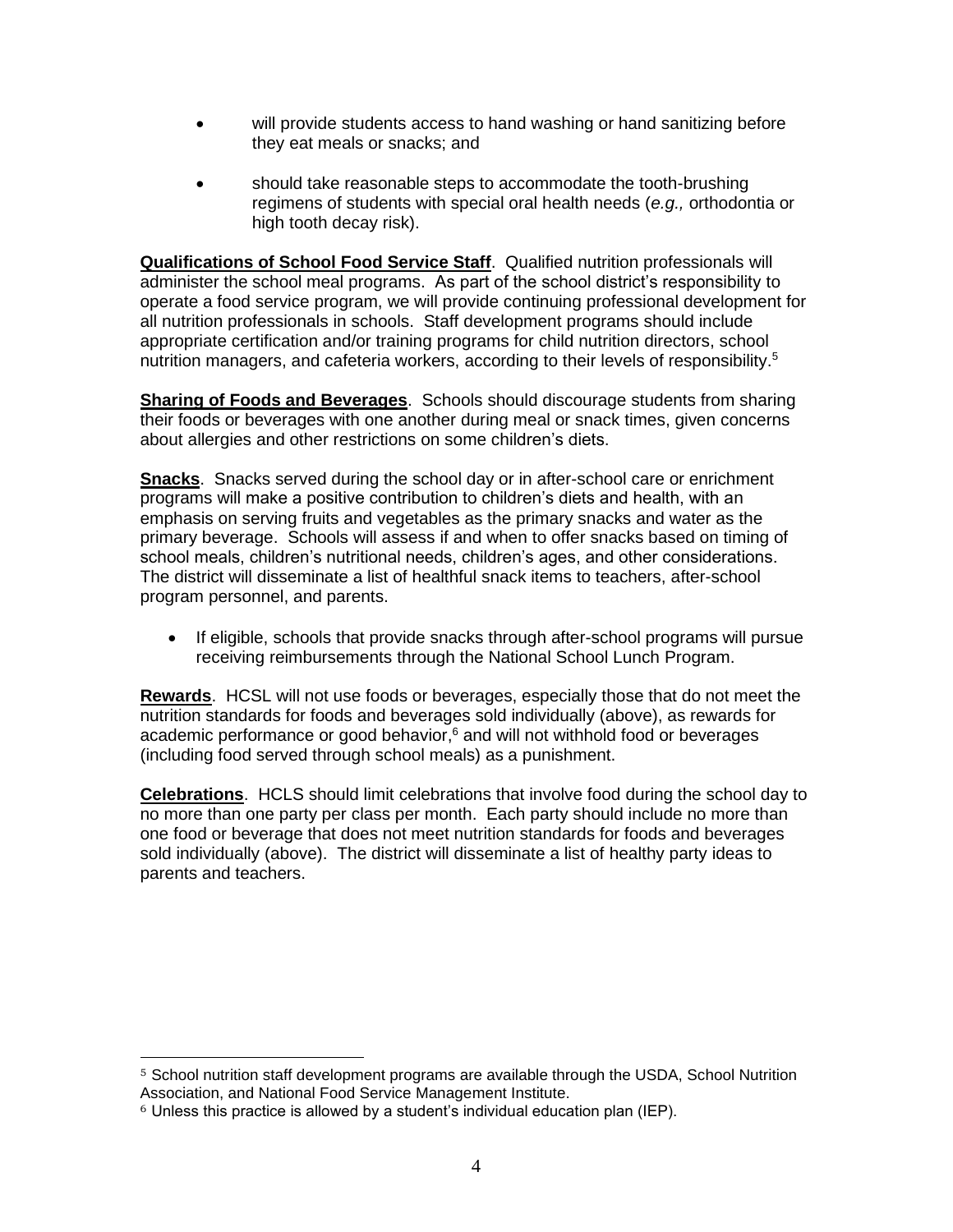- will provide students access to hand washing or hand sanitizing before they eat meals or snacks; and
- should take reasonable steps to accommodate the tooth-brushing regimens of students with special oral health needs (*e.g.,* orthodontia or high tooth decay risk).

**Qualifications of School Food Service Staff**. Qualified nutrition professionals will administer the school meal programs. As part of the school district's responsibility to operate a food service program, we will provide continuing professional development for all nutrition professionals in schools. Staff development programs should include appropriate certification and/or training programs for child nutrition directors, school nutrition managers, and cafeteria workers, according to their levels of responsibility.[5]

**Sharing of Foods and Beverages**. Schools should discourage students from sharing their foods or beverages with one another during meal or snack times, given concerns about allergies and other restrictions on some children's diets.

**Snacks**. Snacks served during the school day or in after-school care or enrichment programs will make a positive contribution to children's diets and health, with an emphasis on serving fruits and vegetables as the primary snacks and water as the primary beverage. Schools will assess if and when to offer snacks based on timing of school meals, children's nutritional needs, children's ages, and other considerations. The district will disseminate a list of healthful snack items to teachers, after-school program personnel, and parents.

- If eligible, schools that provide snacks through after-school programs will pursue receiving reimbursements through the National School Lunch Program.

**Rewards**. HCSL will not use foods or beverages, especially those that do not meet the nutrition standards for foods and beverages sold individually (above), as rewards for academic performance or good behavior,[6] and will not withhold food or beverages (including food served through school meals) as a punishment.

**Celebrations**. HCLS should limit celebrations that involve food during the school day to no more than one party per class per month. Each party should include no more than one food or beverage that does not meet nutrition standards for foods and beverages sold individually (above). The district will disseminate a list of healthy party ideas to parents and teachers.

---

[5] School nutrition staff development programs are available through the USDA, School Nutrition Association, and National Food Service Management Institute.

[6] Unless this practice is allowed by a student's individual education plan (IEP).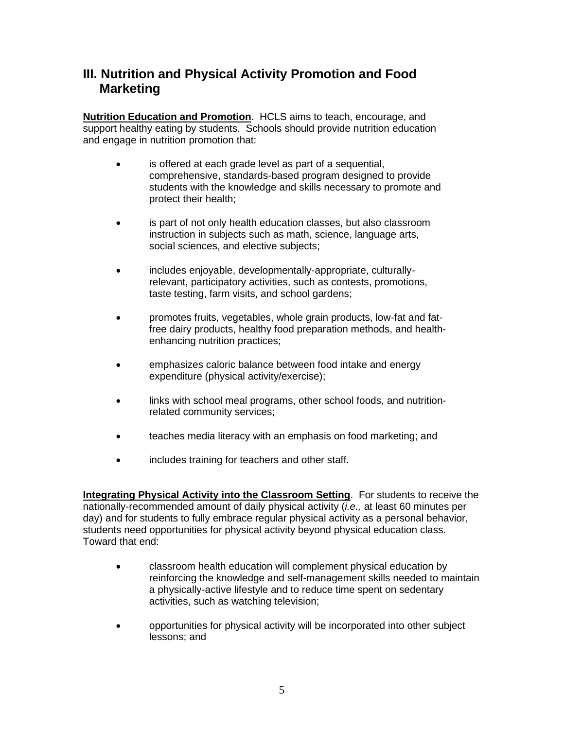## III. Nutrition and Physical Activity Promotion and Food Marketing

**Nutrition Education and Promotion**. HCLS aims to teach, encourage, and support healthy eating by students. Schools should provide nutrition education and engage in nutrition promotion that:

- is offered at each grade level as part of a sequential, comprehensive, standards-based program designed to provide students with the knowledge and skills necessary to promote and protect their health;
- is part of not only health education classes, but also classroom instruction in subjects such as math, science, language arts, social sciences, and elective subjects;
- includes enjoyable, developmentally-appropriate, culturally-relevant, participatory activities, such as contests, promotions, taste testing, farm visits, and school gardens;
- promotes fruits, vegetables, whole grain products, low-fat and fat-free dairy products, healthy food preparation methods, and health-enhancing nutrition practices;
- emphasizes caloric balance between food intake and energy expenditure (physical activity/exercise);
- links with school meal programs, other school foods, and nutrition-related community services;
- teaches media literacy with an emphasis on food marketing; and
- includes training for teachers and other staff.

**Integrating Physical Activity into the Classroom Setting**. For students to receive the nationally-recommended amount of daily physical activity (*i.e.,* at least 60 minutes per day) and for students to fully embrace regular physical activity as a personal behavior, students need opportunities for physical activity beyond physical education class. Toward that end:

- classroom health education will complement physical education by reinforcing the knowledge and self-management skills needed to maintain a physically-active lifestyle and to reduce time spent on sedentary activities, such as watching television;
- opportunities for physical activity will be incorporated into other subject lessons; and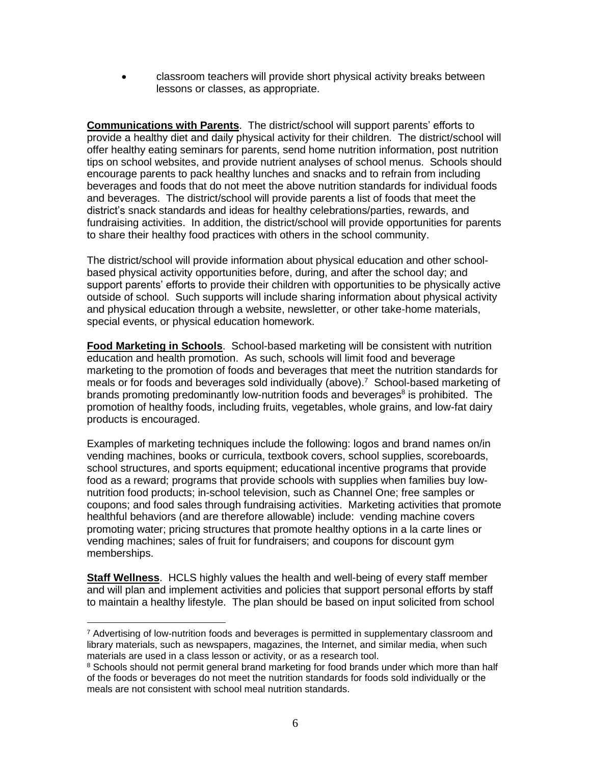- classroom teachers will provide short physical activity breaks between lessons or classes, as appropriate.

**Communications with Parents**. The district/school will support parents' efforts to provide a healthy diet and daily physical activity for their children. The district/school will offer healthy eating seminars for parents, send home nutrition information, post nutrition tips on school websites, and provide nutrient analyses of school menus. Schools should encourage parents to pack healthy lunches and snacks and to refrain from including beverages and foods that do not meet the above nutrition standards for individual foods and beverages. The district/school will provide parents a list of foods that meet the district's snack standards and ideas for healthy celebrations/parties, rewards, and fundraising activities. In addition, the district/school will provide opportunities for parents to share their healthy food practices with others in the school community.

The district/school will provide information about physical education and other school-based physical activity opportunities before, during, and after the school day; and support parents' efforts to provide their children with opportunities to be physically active outside of school. Such supports will include sharing information about physical activity and physical education through a website, newsletter, or other take-home materials, special events, or physical education homework.

**Food Marketing in Schools**. School-based marketing will be consistent with nutrition education and health promotion. As such, schools will limit food and beverage marketing to the promotion of foods and beverages that meet the nutrition standards for meals or for foods and beverages sold individually (above).[7] School-based marketing of brands promoting predominantly low-nutrition foods and beverages[8] is prohibited. The promotion of healthy foods, including fruits, vegetables, whole grains, and low-fat dairy products is encouraged.

Examples of marketing techniques include the following: logos and brand names on/in vending machines, books or curricula, textbook covers, school supplies, scoreboards, school structures, and sports equipment; educational incentive programs that provide food as a reward; programs that provide schools with supplies when families buy low-nutrition food products; in-school television, such as Channel One; free samples or coupons; and food sales through fundraising activities. Marketing activities that promote healthful behaviors (and are therefore allowable) include: vending machine covers promoting water; pricing structures that promote healthy options in a la carte lines or vending machines; sales of fruit for fundraisers; and coupons for discount gym memberships.

**Staff Wellness**. HCLS highly values the health and well-being of every staff member and will plan and implement activities and policies that support personal efforts by staff to maintain a healthy lifestyle. The plan should be based on input solicited from school

---

[7] Advertising of low-nutrition foods and beverages is permitted in supplementary classroom and library materials, such as newspapers, magazines, the Internet, and similar media, when such materials are used in a class lesson or activity, or as a research tool.

[8] Schools should not permit general brand marketing for food brands under which more than half of the foods or beverages do not meet the nutrition standards for foods sold individually or the meals are not consistent with school meal nutrition standards.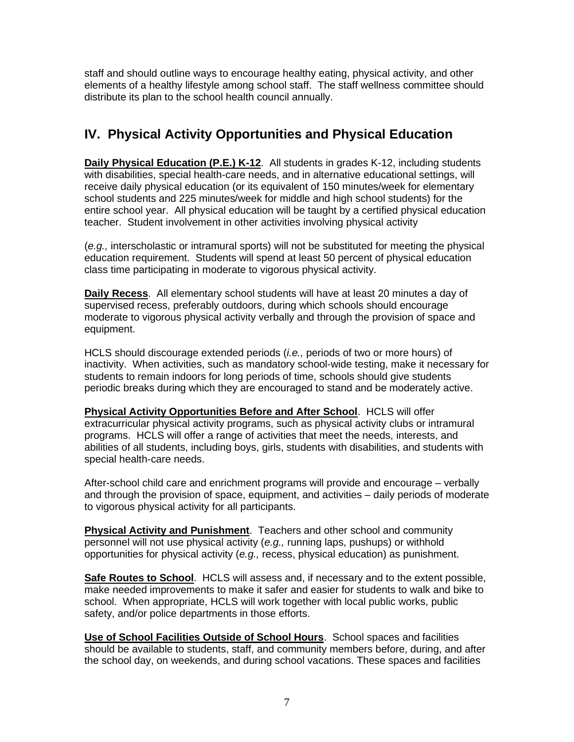staff and should outline ways to encourage healthy eating, physical activity, and other elements of a healthy lifestyle among school staff. The staff wellness committee should distribute its plan to the school health council annually.

## IV. Physical Activity Opportunities and Physical Education

**Daily Physical Education (P.E.) K-12**. All students in grades K-12, including students with disabilities, special health-care needs, and in alternative educational settings, will receive daily physical education (or its equivalent of 150 minutes/week for elementary school students and 225 minutes/week for middle and high school students) for the entire school year. All physical education will be taught by a certified physical education teacher. Student involvement in other activities involving physical activity

(*e.g.,* interscholastic or intramural sports) will not be substituted for meeting the physical education requirement. Students will spend at least 50 percent of physical education class time participating in moderate to vigorous physical activity.

**Daily Recess**. All elementary school students will have at least 20 minutes a day of supervised recess, preferably outdoors, during which schools should encourage moderate to vigorous physical activity verbally and through the provision of space and equipment.

HCLS should discourage extended periods (*i.e.,* periods of two or more hours) of inactivity. When activities, such as mandatory school-wide testing, make it necessary for students to remain indoors for long periods of time, schools should give students periodic breaks during which they are encouraged to stand and be moderately active.

**Physical Activity Opportunities Before and After School**. HCLS will offer extracurricular physical activity programs, such as physical activity clubs or intramural programs. HCLS will offer a range of activities that meet the needs, interests, and abilities of all students, including boys, girls, students with disabilities, and students with special health-care needs.

After-school child care and enrichment programs will provide and encourage – verbally and through the provision of space, equipment, and activities – daily periods of moderate to vigorous physical activity for all participants.

**Physical Activity and Punishment**. Teachers and other school and community personnel will not use physical activity (*e.g.,* running laps, pushups) or withhold opportunities for physical activity (*e.g.,* recess, physical education) as punishment.

**Safe Routes to School**. HCLS will assess and, if necessary and to the extent possible, make needed improvements to make it safer and easier for students to walk and bike to school. When appropriate, HCLS will work together with local public works, public safety, and/or police departments in those efforts.

**Use of School Facilities Outside of School Hours**. School spaces and facilities should be available to students, staff, and community members before, during, and after the school day, on weekends, and during school vacations. These spaces and facilities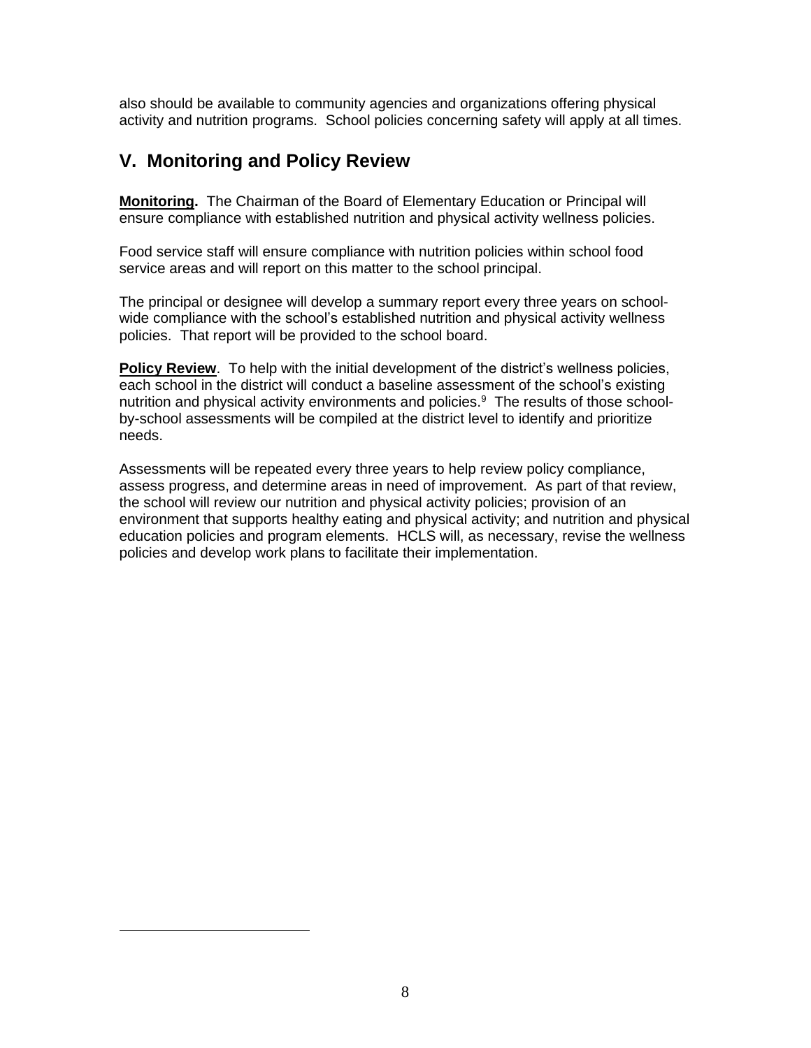also should be available to community agencies and organizations offering physical activity and nutrition programs. School policies concerning safety will apply at all times.

## V. Monitoring and Policy Review

**Monitoring.** The Chairman of the Board of Elementary Education or Principal will ensure compliance with established nutrition and physical activity wellness policies.

Food service staff will ensure compliance with nutrition policies within school food service areas and will report on this matter to the school principal.

The principal or designee will develop a summary report every three years on school-wide compliance with the school's established nutrition and physical activity wellness policies. That report will be provided to the school board.

**Policy Review**. To help with the initial development of the district's wellness policies, each school in the district will conduct a baseline assessment of the school's existing nutrition and physical activity environments and policies.[9] The results of those school-by-school assessments will be compiled at the district level to identify and prioritize needs.

Assessments will be repeated every three years to help review policy compliance, assess progress, and determine areas in need of improvement. As part of that review, the school will review our nutrition and physical activity policies; provision of an environment that supports healthy eating and physical activity; and nutrition and physical education policies and program elements. HCLS will, as necessary, revise the wellness policies and develop work plans to facilitate their implementation.